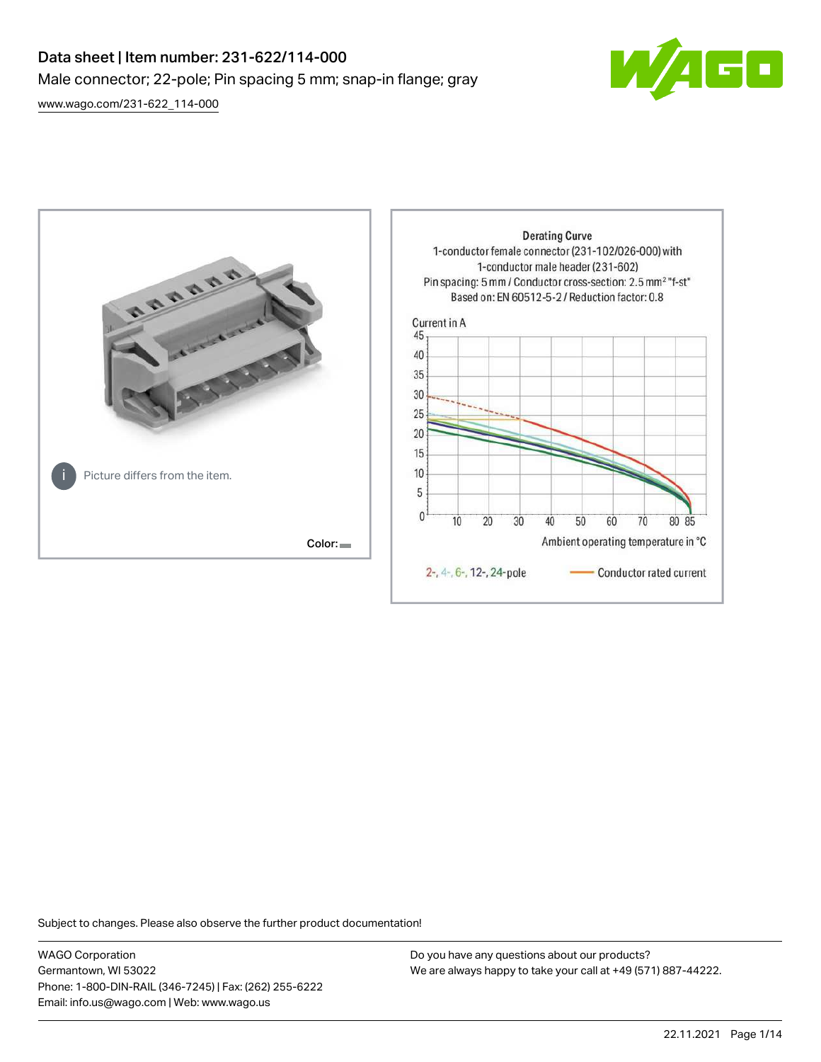# Data sheet | Item number: 231-622/114-000

Male connector; 22-pole; Pin spacing 5 mm; snap-in flange; gray

www.wago.com/231-622_114-000

Picture differs from the item.

Color:

Derating Curve
1-conductor female connector (231-102/026-000) with
1-conductor male header (231-602)
Pin spacing: 5 mm / Conductor cross-section: 2.5 mm² "f-st"
Based on: EN 60512-5-2 / Reduction factor: 0.8

Current in A

Ambient operating temperature in °C

2-, 4-, 6-, 12-, 24-pole — Conductor rated current

Subject to changes. Please also observe the further product documentation!

WAGO Corporation
Germantown, WI 53022
Phone: 1-800-DIN-RAIL (346-7245) | Fax: (262) 255-6222
Email: info.us@wago.com | Web: www.wago.us

Do you have any questions about our products?
We are always happy to take your call at +49 (571) 887-44222.

22.11.2021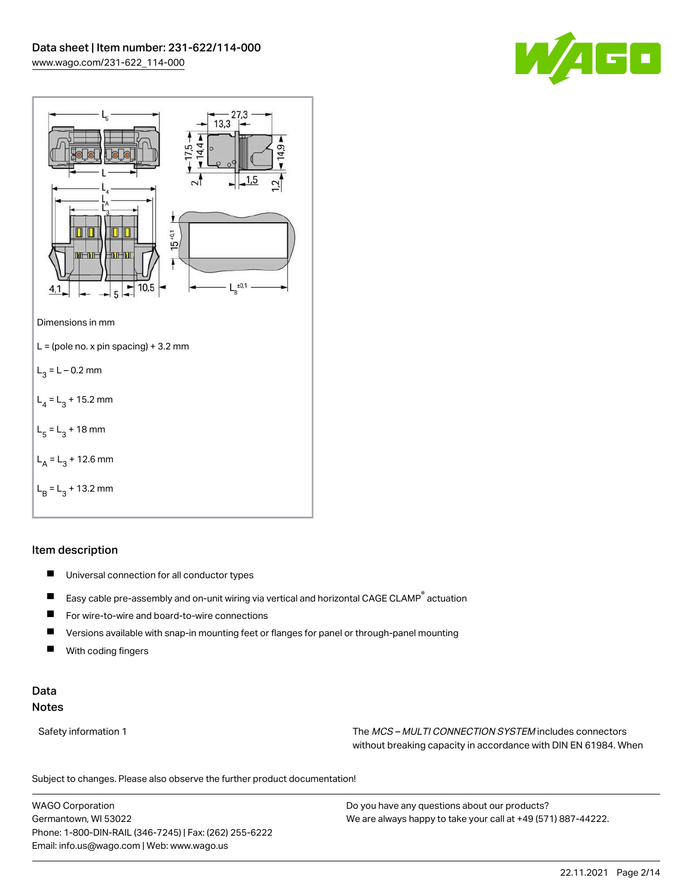Dimensions in mm

L = (pole no. x pin spacing) + 3.2 mm

$L_3$ = L – 0.2 mm

$L_4$ = $L_3$ + 15.2 mm

$L_5$ = $L_3$ + 18 mm

$L_A$ = $L_3$ + 12.6 mm

$L_B$ = $L_3$ + 13.2 mm

## Item description

- Universal connection for all conductor types
- Easy cable pre-assembly and on-unit wiring via vertical and horizontal CAGE CLAMP® actuation
- For wire-to-wire and board-to-wire connections
- Versions available with snap-in mounting feet or flanges for panel or through-panel mounting
- With coding fingers

## Data

### Notes

| | |
|---|---|
| Safety information 1 | The *MCS – MULTI CONNECTION SYSTEM* includes connectors without breaking capacity in accordance with DIN EN 61984. When |

Subject to changes. Please also observe the further product documentation!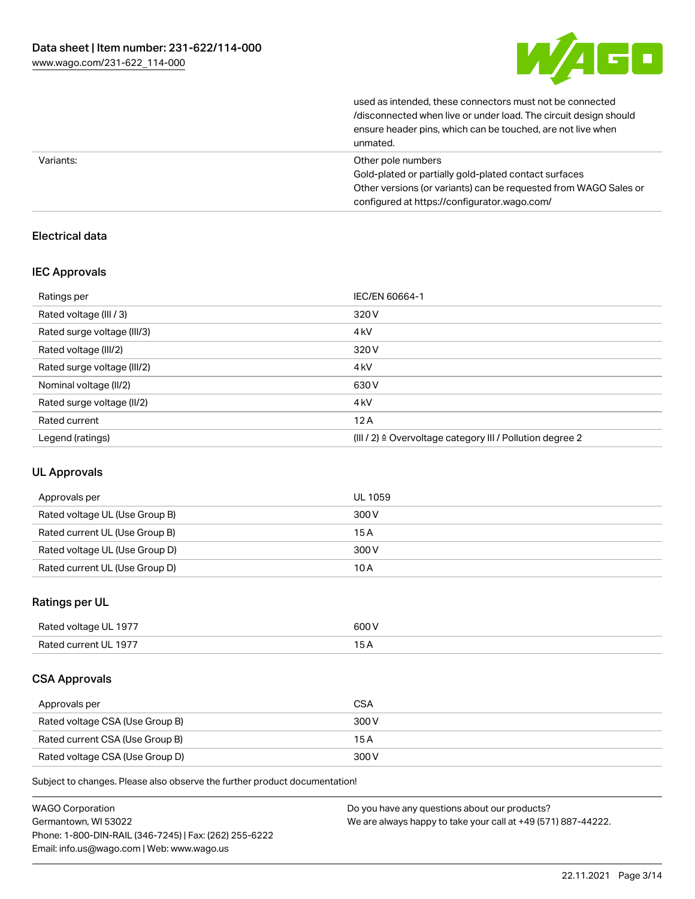| | |
|---|---|
| | used as intended, these connectors must not be connected /disconnected when live or under load. The circuit design should ensure header pins, which can be touched, are not live when unmated. |
| Variants: | Other pole numbers<br>Gold-plated or partially gold-plated contact surfaces<br>Other versions (or variants) can be requested from WAGO Sales or configured at https://configurator.wago.com/ |

## Electrical data

### IEC Approvals

| | |
|---|---|
| Ratings per | IEC/EN 60664-1 |
| Rated voltage (III / 3) | 320 V |
| Rated surge voltage (III/3) | 4 kV |
| Rated voltage (III/2) | 320 V |
| Rated surge voltage (III/2) | 4 kV |
| Nominal voltage (II/2) | 630 V |
| Rated surge voltage (II/2) | 4 kV |
| Rated current | 12 A |
| Legend (ratings) | (III / 2) ≙ Overvoltage category III / Pollution degree 2 |

### UL Approvals

| | |
|---|---|
| Approvals per | UL 1059 |
| Rated voltage UL (Use Group B) | 300 V |
| Rated current UL (Use Group B) | 15 A |
| Rated voltage UL (Use Group D) | 300 V |
| Rated current UL (Use Group D) | 10 A |

### Ratings per UL

| | |
|---|---|
| Rated voltage UL 1977 | 600 V |
| Rated current UL 1977 | 15 A |

### CSA Approvals

| | |
|---|---|
| Approvals per | CSA |
| Rated voltage CSA (Use Group B) | 300 V |
| Rated current CSA (Use Group B) | 15 A |
| Rated voltage CSA (Use Group D) | 300 V |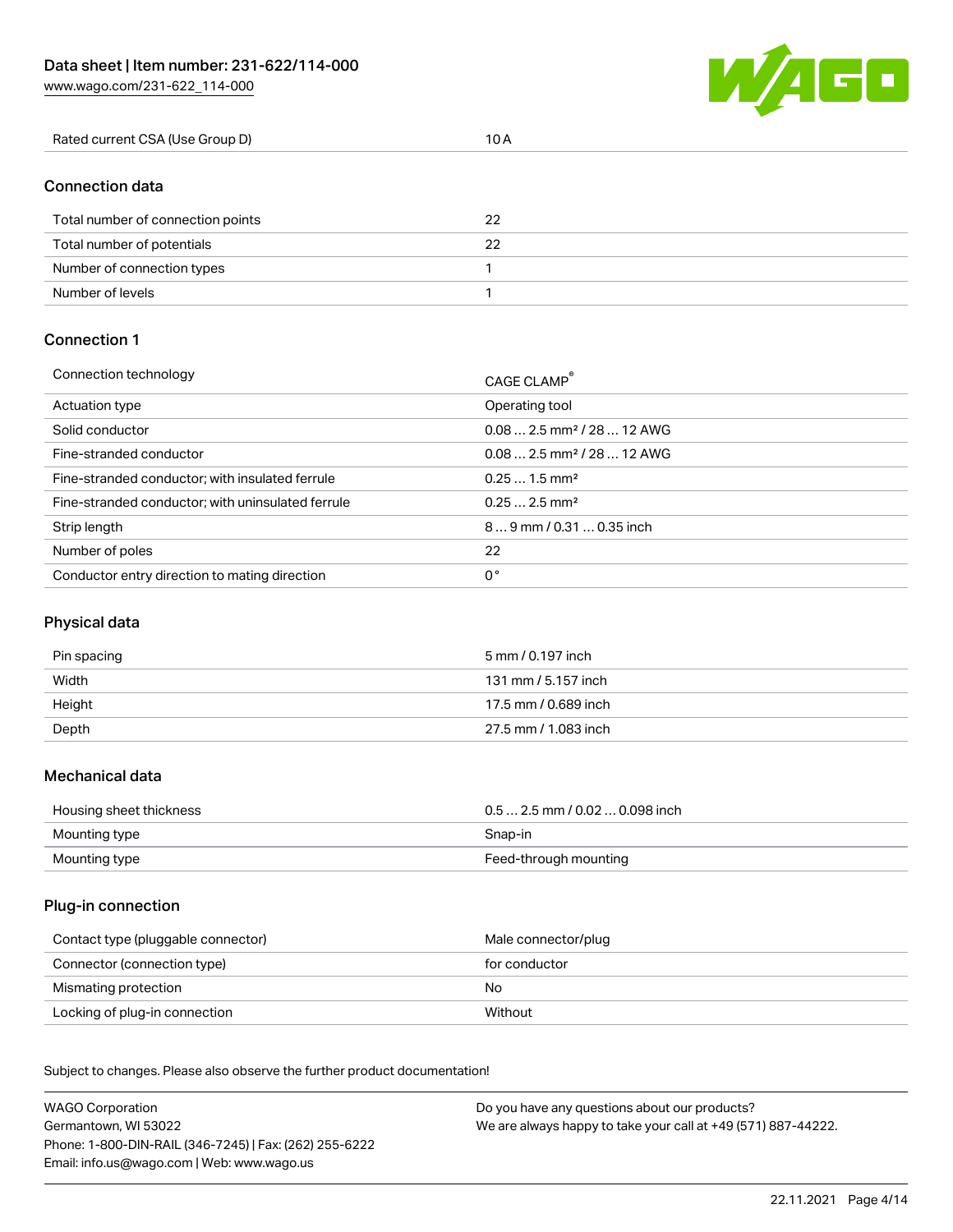| Rated current CSA (Use Group D) | 10 A |
| --- | --- |

## Connection data

| Total number of connection points | 22 |
| --- | --- |
| Total number of potentials | 22 |
| Number of connection types | 1 |
| Number of levels | 1 |

## Connection 1

| Connection technology | CAGE CLAMP® |
| --- | --- |
| Actuation type | Operating tool |
| Solid conductor | 0.08 … 2.5 mm² / 28 … 12 AWG |
| Fine-stranded conductor | 0.08 … 2.5 mm² / 28 … 12 AWG |
| Fine-stranded conductor; with insulated ferrule | 0.25 … 1.5 mm² |
| Fine-stranded conductor; with uninsulated ferrule | 0.25 … 2.5 mm² |
| Strip length | 8 … 9 mm / 0.31 … 0.35 inch |
| Number of poles | 22 |
| Conductor entry direction to mating direction | 0 ° |

## Physical data

| Pin spacing | 5 mm / 0.197 inch |
| --- | --- |
| Width | 131 mm / 5.157 inch |
| Height | 17.5 mm / 0.689 inch |
| Depth | 27.5 mm / 1.083 inch |

## Mechanical data

| Housing sheet thickness | 0.5 … 2.5 mm / 0.02 … 0.098 inch |
| --- | --- |
| Mounting type | Snap-in |
| Mounting type | Feed-through mounting |

## Plug-in connection

| Contact type (pluggable connector) | Male connector/plug |
| --- | --- |
| Connector (connection type) | for conductor |
| Mismating protection | No |
| Locking of plug-in connection | Without |

Subject to changes. Please also observe the further product documentation!

WAGO Corporation
Germantown, WI 53022
Phone: 1-800-DIN-RAIL (346-7245) | Fax: (262) 255-6222
Email: info.us@wago.com | Web: www.wago.us

Do you have any questions about our products?
We are always happy to take your call at +49 (571) 887-44222.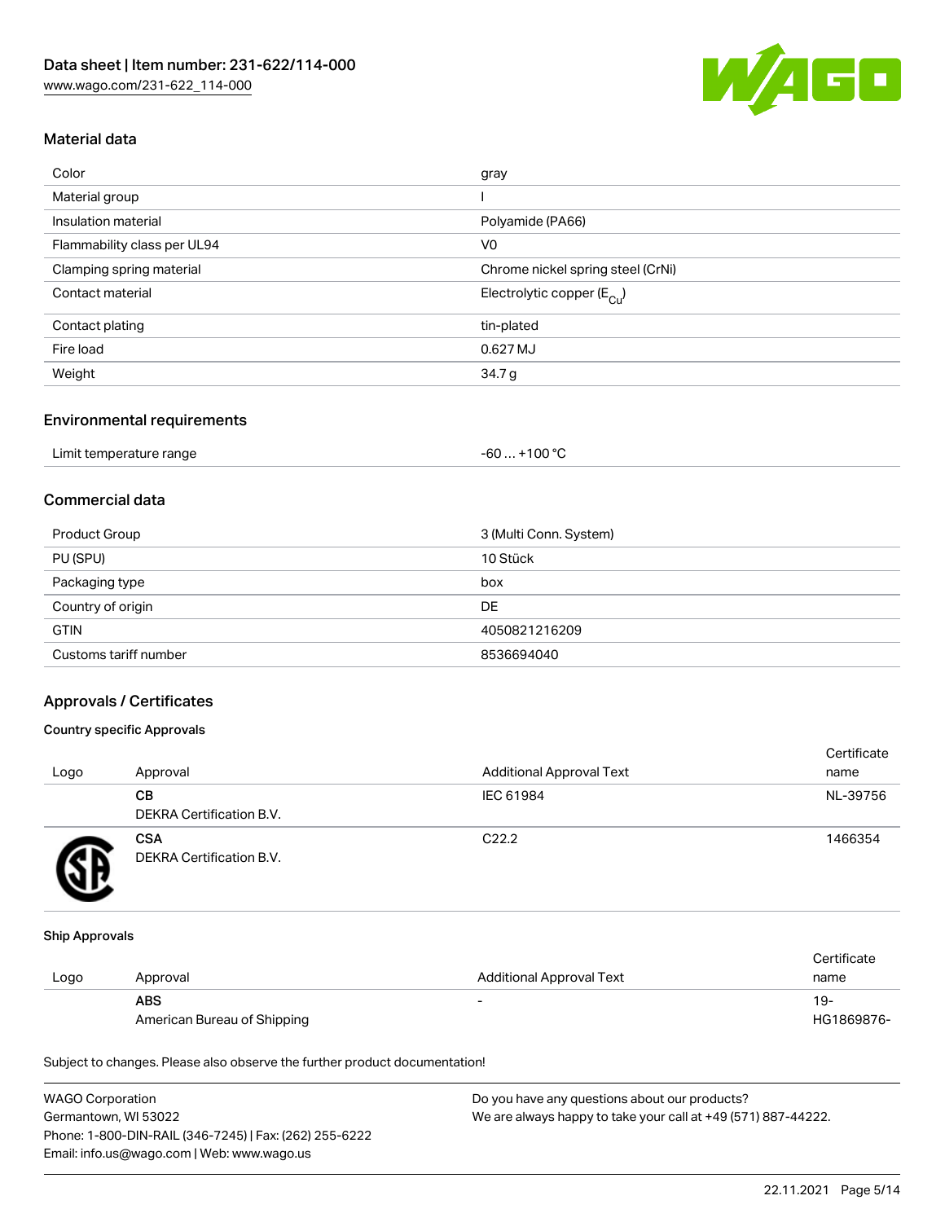## Material data

| Color | gray |
| --- | --- |
| Material group | I |
| Insulation material | Polyamide (PA66) |
| Flammability class per UL94 | V0 |
| Clamping spring material | Chrome nickel spring steel (CrNi) |
| Contact material | Electrolytic copper ($E_{Cu}$) |
| Contact plating | tin-plated |
| Fire load | 0.627 MJ |
| Weight | 34.7 g |

## Environmental requirements

| Limit temperature range | -60 … +100 °C |
| --- | --- |

## Commercial data

| Product Group | 3 (Multi Conn. System) |
| --- | --- |
| PU (SPU) | 10 Stück |
| Packaging type | box |
| Country of origin | DE |
| GTIN | 4050821216209 |
| Customs tariff number | 8536694040 |

## Approvals / Certificates

### Country specific Approvals

| Logo | Approval | Additional Approval Text | Certificate name |
| --- | --- | --- | --- |
| | **CB** DEKRA Certification B.V. | IEC 61984 | NL-39756 |
| | **CSA** DEKRA Certification B.V. | C22.2 | 1466354 |

### Ship Approvals

| Logo | Approval | Additional Approval Text | Certificate name |
| --- | --- | --- | --- |
| | **ABS** American Bureau of Shipping | - | 19-HG1869876- |

Subject to changes. Please also observe the further product documentation!

WAGO Corporation
Germantown, WI 53022
Phone: 1-800-DIN-RAIL (346-7245) | Fax: (262) 255-6222
Email: info.us@wago.com | Web: www.wago.us

Do you have any questions about our products?
We are always happy to take your call at +49 (571) 887-44222.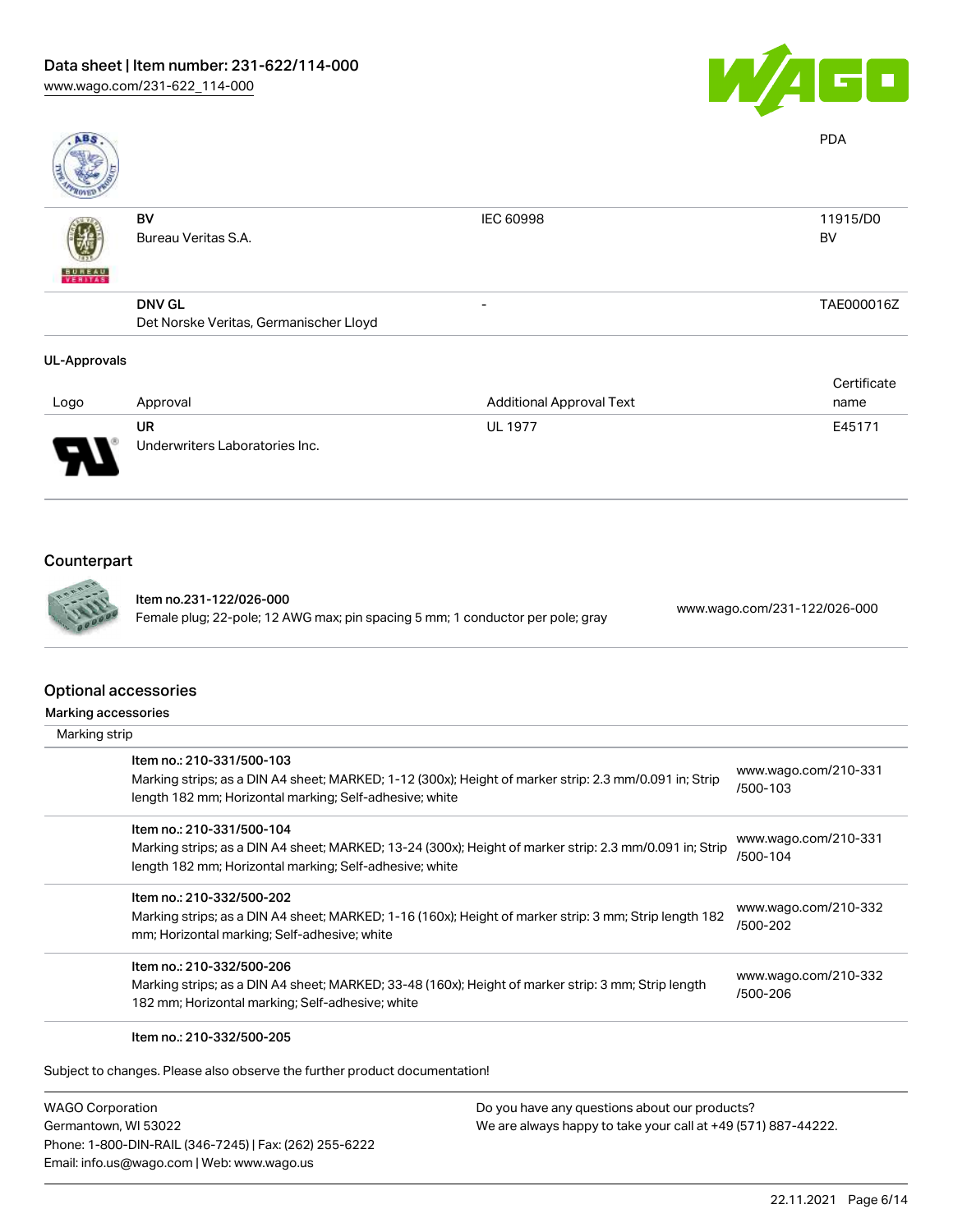| | | | PDA |
| --- | --- | --- | --- |
| | BV<br>Bureau Veritas S.A. | IEC 60998 | 11915/D0<br>BV |
| | DNV GL<br>Det Norske Veritas, Germanischer Lloyd | - | TAE000016Z |

## UL-Approvals

| Logo | Approval | Additional Approval Text | Certificate name |
| --- | --- | --- | --- |
| | UR<br>Underwriters Laboratories Inc. | UL 1977 | E45171 |

## Counterpart

| | | |
| --- | --- | --- |
| | Item no.231-122/026-000<br>Female plug; 22-pole; 12 AWG max; pin spacing 5 mm; 1 conductor per pole; gray | www.wago.com/231-122/026-000 |

## Optional accessories

### Marking accessories

Marking strip

| | | |
| --- | --- | --- |
| | Item no.: 210-331/500-103<br>Marking strips; as a DIN A4 sheet; MARKED; 1-12 (300x); Height of marker strip: 2.3 mm/0.091 in; Strip length 182 mm; Horizontal marking; Self-adhesive; white | www.wago.com/210-331/500-103 |
| | Item no.: 210-331/500-104<br>Marking strips; as a DIN A4 sheet; MARKED; 13-24 (300x); Height of marker strip: 2.3 mm/0.091 in; Strip length 182 mm; Horizontal marking; Self-adhesive; white | www.wago.com/210-331/500-104 |
| | Item no.: 210-332/500-202<br>Marking strips; as a DIN A4 sheet; MARKED; 1-16 (160x); Height of marker strip: 3 mm; Strip length 182 mm; Horizontal marking; Self-adhesive; white | www.wago.com/210-332/500-202 |
| | Item no.: 210-332/500-206<br>Marking strips; as a DIN A4 sheet; MARKED; 33-48 (160x); Height of marker strip: 3 mm; Strip length 182 mm; Horizontal marking; Self-adhesive; white | www.wago.com/210-332/500-206 |
| | Item no.: 210-332/500-205 | |

Subject to changes. Please also observe the further product documentation!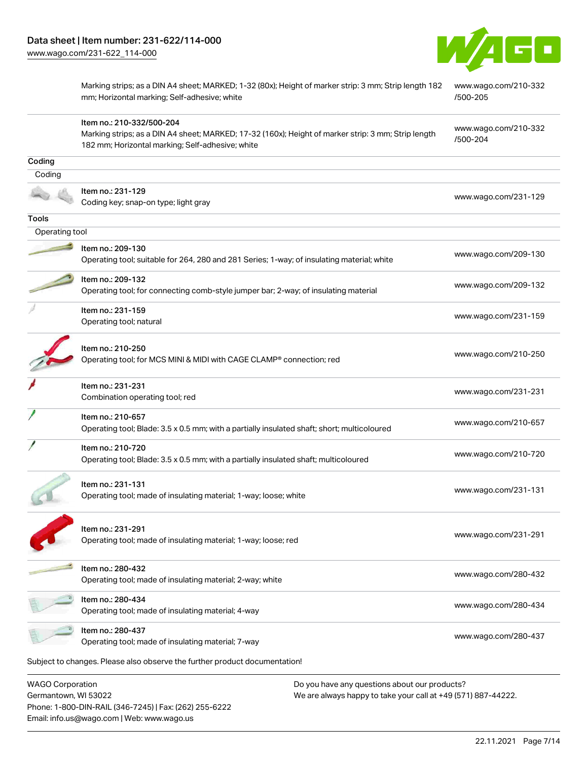| | | |
|---|---|---|
| | Marking strips; as a DIN A4 sheet; MARKED; 1-32 (80x); Height of marker strip: 3 mm; Strip length 182 mm; Horizontal marking; Self-adhesive; white | www.wago.com/210-332/500-205 |
| | Item no.: 210-332/500-204<br>Marking strips; as a DIN A4 sheet; MARKED; 17-32 (160x); Height of marker strip: 3 mm; Strip length 182 mm; Horizontal marking; Self-adhesive; white | www.wago.com/210-332/500-204 |

**Coding**

Coding

| | | |
|---|---|---|
| | Item no.: 231-129<br>Coding key; snap-on type; light gray | www.wago.com/231-129 |

**Tools**

Operating tool

| | | |
|---|---|---|
| | Item no.: 209-130<br>Operating tool; suitable for 264, 280 and 281 Series; 1-way; of insulating material; white | www.wago.com/209-130 |
| | Item no.: 209-132<br>Operating tool; for connecting comb-style jumper bar; 2-way; of insulating material | www.wago.com/209-132 |
| | Item no.: 231-159<br>Operating tool; natural | www.wago.com/231-159 |
| | Item no.: 210-250<br>Operating tool; for MCS MINI & MIDI with CAGE CLAMP® connection; red | www.wago.com/210-250 |
| | Item no.: 231-231<br>Combination operating tool; red | www.wago.com/231-231 |
| | Item no.: 210-657<br>Operating tool; Blade: 3.5 x 0.5 mm; with a partially insulated shaft; short; multicoloured | www.wago.com/210-657 |
| | Item no.: 210-720<br>Operating tool; Blade: 3.5 x 0.5 mm; with a partially insulated shaft; multicoloured | www.wago.com/210-720 |
| | Item no.: 231-131<br>Operating tool; made of insulating material; 1-way; loose; white | www.wago.com/231-131 |
| | Item no.: 231-291<br>Operating tool; made of insulating material; 1-way; loose; red | www.wago.com/231-291 |
| | Item no.: 280-432<br>Operating tool; made of insulating material; 2-way; white | www.wago.com/280-432 |
| | Item no.: 280-434<br>Operating tool; made of insulating material; 4-way | www.wago.com/280-434 |
| | Item no.: 280-437<br>Operating tool; made of insulating material; 7-way | www.wago.com/280-437 |

Subject to changes. Please also observe the further product documentation!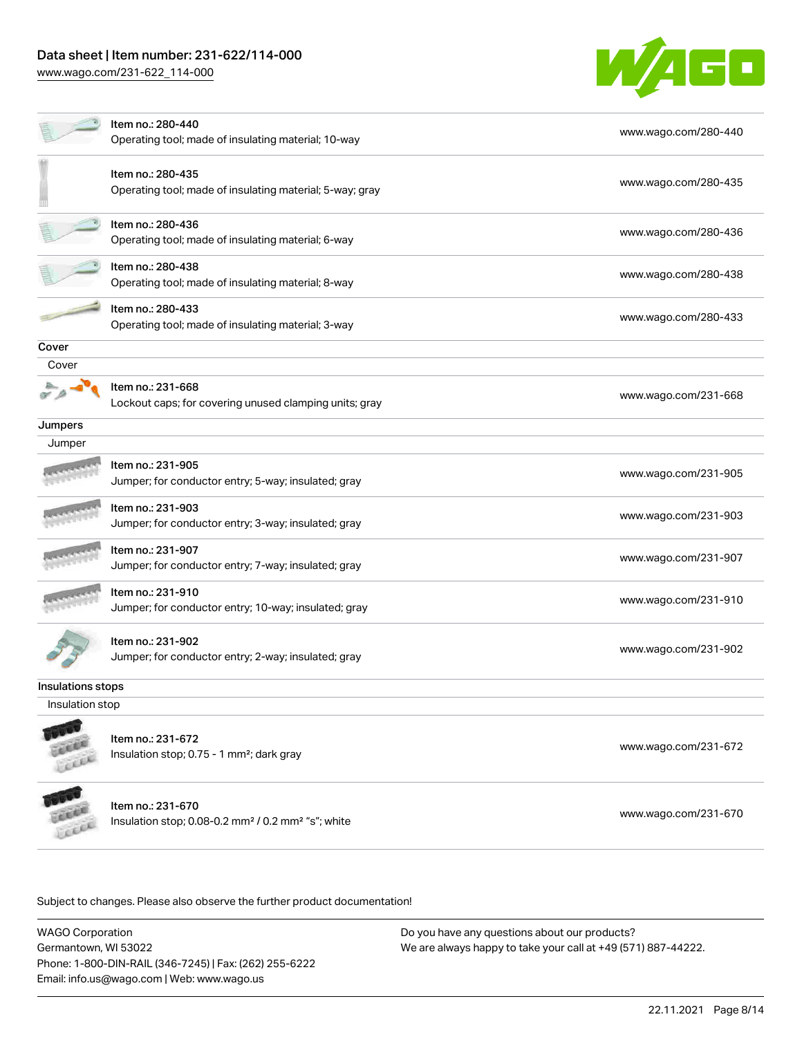| | | |
|---|---|---|
| | Item no.: 280-440<br>Operating tool; made of insulating material; 10-way | www.wago.com/280-440 |
| | Item no.: 280-435<br>Operating tool; made of insulating material; 5-way; gray | www.wago.com/280-435 |
| | Item no.: 280-436<br>Operating tool; made of insulating material; 6-way | www.wago.com/280-436 |
| | Item no.: 280-438<br>Operating tool; made of insulating material; 8-way | www.wago.com/280-438 |
| | Item no.: 280-433<br>Operating tool; made of insulating material; 3-way | www.wago.com/280-433 |

**Cover**

Cover

| | | |
|---|---|---|
| | Item no.: 231-668<br>Lockout caps; for covering unused clamping units; gray | www.wago.com/231-668 |

**Jumpers**

Jumper

| | | |
|---|---|---|
| | Item no.: 231-905<br>Jumper; for conductor entry; 5-way; insulated; gray | www.wago.com/231-905 |
| | Item no.: 231-903<br>Jumper; for conductor entry; 3-way; insulated; gray | www.wago.com/231-903 |
| | Item no.: 231-907<br>Jumper; for conductor entry; 7-way; insulated; gray | www.wago.com/231-907 |
| | Item no.: 231-910<br>Jumper; for conductor entry; 10-way; insulated; gray | www.wago.com/231-910 |
| | Item no.: 231-902<br>Jumper; for conductor entry; 2-way; insulated; gray | www.wago.com/231-902 |

**Insulations stops**

Insulation stop

| | | |
|---|---|---|
| | Item no.: 231-672<br>Insulation stop; 0.75 - 1 mm²; dark gray | www.wago.com/231-672 |
| | Item no.: 231-670<br>Insulation stop; 0.08-0.2 mm² / 0.2 mm² "s"; white | www.wago.com/231-670 |

Subject to changes. Please also observe the further product documentation!

WAGO Corporation
Germantown, WI 53022
Phone: 1-800-DIN-RAIL (346-7245) | Fax: (262) 255-6222
Email: info.us@wago.com | Web: www.wago.us

Do you have any questions about our products?
We are always happy to take your call at +49 (571) 887-44222.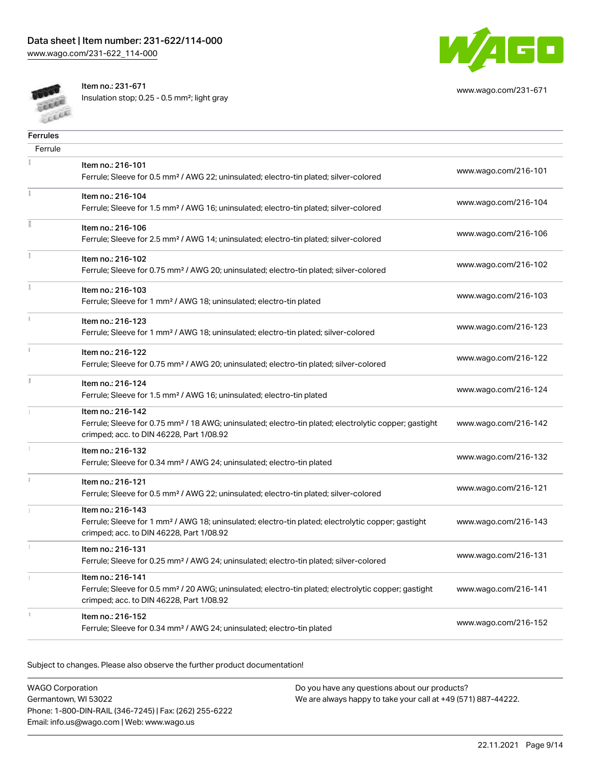Item no.: 231-671
Insulation stop; 0.25 - 0.5 mm²; light gray

www.wago.com/231-671

## Ferrules

Ferrule

| | | |
|---|---|---|
| | Item no.: 216-101<br>Ferrule; Sleeve for 0.5 mm² / AWG 22; uninsulated; electro-tin plated; silver-colored | www.wago.com/216-101 |
| | Item no.: 216-104<br>Ferrule; Sleeve for 1.5 mm² / AWG 16; uninsulated; electro-tin plated; silver-colored | www.wago.com/216-104 |
| | Item no.: 216-106<br>Ferrule; Sleeve for 2.5 mm² / AWG 14; uninsulated; electro-tin plated; silver-colored | www.wago.com/216-106 |
| | Item no.: 216-102<br>Ferrule; Sleeve for 0.75 mm² / AWG 20; uninsulated; electro-tin plated; silver-colored | www.wago.com/216-102 |
| | Item no.: 216-103<br>Ferrule; Sleeve for 1 mm² / AWG 18; uninsulated; electro-tin plated | www.wago.com/216-103 |
| | Item no.: 216-123<br>Ferrule; Sleeve for 1 mm² / AWG 18; uninsulated; electro-tin plated; silver-colored | www.wago.com/216-123 |
| | Item no.: 216-122<br>Ferrule; Sleeve for 0.75 mm² / AWG 20; uninsulated; electro-tin plated; silver-colored | www.wago.com/216-122 |
| | Item no.: 216-124<br>Ferrule; Sleeve for 1.5 mm² / AWG 16; uninsulated; electro-tin plated | www.wago.com/216-124 |
| | Item no.: 216-142<br>Ferrule; Sleeve for 0.75 mm² / 18 AWG; uninsulated; electro-tin plated; electrolytic copper; gastight crimped; acc. to DIN 46228, Part 1/08.92 | www.wago.com/216-142 |
| | Item no.: 216-132<br>Ferrule; Sleeve for 0.34 mm² / AWG 24; uninsulated; electro-tin plated | www.wago.com/216-132 |
| | Item no.: 216-121<br>Ferrule; Sleeve for 0.5 mm² / AWG 22; uninsulated; electro-tin plated; silver-colored | www.wago.com/216-121 |
| | Item no.: 216-143<br>Ferrule; Sleeve for 1 mm² / AWG 18; uninsulated; electro-tin plated; electrolytic copper; gastight crimped; acc. to DIN 46228, Part 1/08.92 | www.wago.com/216-143 |
| | Item no.: 216-131<br>Ferrule; Sleeve for 0.25 mm² / AWG 24; uninsulated; electro-tin plated; silver-colored | www.wago.com/216-131 |
| | Item no.: 216-141<br>Ferrule; Sleeve for 0.5 mm² / 20 AWG; uninsulated; electro-tin plated; electrolytic copper; gastight crimped; acc. to DIN 46228, Part 1/08.92 | www.wago.com/216-141 |
| | Item no.: 216-152<br>Ferrule; Sleeve for 0.34 mm² / AWG 24; uninsulated; electro-tin plated | www.wago.com/216-152 |

Subject to changes. Please also observe the further product documentation!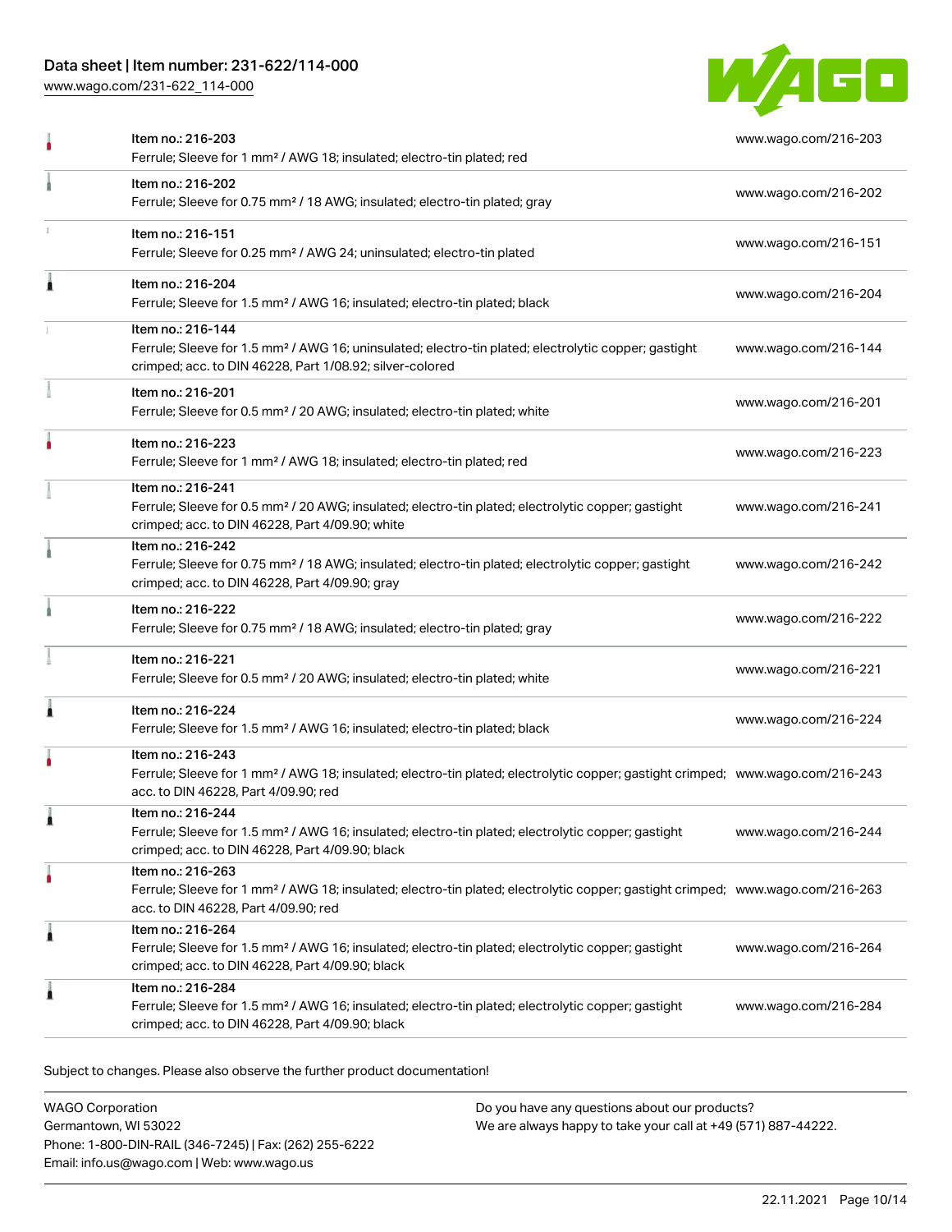| Item | Link |
| --- | --- |
| Item no.: 216-203<br>Ferrule; Sleeve for 1 mm² / AWG 18; insulated; electro-tin plated; red | www.wago.com/216-203 |
| Item no.: 216-202<br>Ferrule; Sleeve for 0.75 mm² / 18 AWG; insulated; electro-tin plated; gray | www.wago.com/216-202 |
| Item no.: 216-151<br>Ferrule; Sleeve for 0.25 mm² / AWG 24; uninsulated; electro-tin plated | www.wago.com/216-151 |
| Item no.: 216-204<br>Ferrule; Sleeve for 1.5 mm² / AWG 16; insulated; electro-tin plated; black | www.wago.com/216-204 |
| Item no.: 216-144<br>Ferrule; Sleeve for 1.5 mm² / AWG 16; uninsulated; electro-tin plated; electrolytic copper; gastight crimped; acc. to DIN 46228, Part 1/08.92; silver-colored | www.wago.com/216-144 |
| Item no.: 216-201<br>Ferrule; Sleeve for 0.5 mm² / 20 AWG; insulated; electro-tin plated; white | www.wago.com/216-201 |
| Item no.: 216-223<br>Ferrule; Sleeve for 1 mm² / AWG 18; insulated; electro-tin plated; red | www.wago.com/216-223 |
| Item no.: 216-241<br>Ferrule; Sleeve for 0.5 mm² / 20 AWG; insulated; electro-tin plated; electrolytic copper; gastight crimped; acc. to DIN 46228, Part 4/09.90; white | www.wago.com/216-241 |
| Item no.: 216-242<br>Ferrule; Sleeve for 0.75 mm² / 18 AWG; insulated; electro-tin plated; electrolytic copper; gastight crimped; acc. to DIN 46228, Part 4/09.90; gray | www.wago.com/216-242 |
| Item no.: 216-222<br>Ferrule; Sleeve for 0.75 mm² / 18 AWG; insulated; electro-tin plated; gray | www.wago.com/216-222 |
| Item no.: 216-221<br>Ferrule; Sleeve for 0.5 mm² / 20 AWG; insulated; electro-tin plated; white | www.wago.com/216-221 |
| Item no.: 216-224<br>Ferrule; Sleeve for 1.5 mm² / AWG 16; insulated; electro-tin plated; black | www.wago.com/216-224 |
| Item no.: 216-243<br>Ferrule; Sleeve for 1 mm² / AWG 18; insulated; electro-tin plated; electrolytic copper; gastight crimped; acc. to DIN 46228, Part 4/09.90; red | www.wago.com/216-243 |
| Item no.: 216-244<br>Ferrule; Sleeve for 1.5 mm² / AWG 16; insulated; electro-tin plated; electrolytic copper; gastight crimped; acc. to DIN 46228, Part 4/09.90; black | www.wago.com/216-244 |
| Item no.: 216-263<br>Ferrule; Sleeve for 1 mm² / AWG 18; insulated; electro-tin plated; electrolytic copper; gastight crimped; acc. to DIN 46228, Part 4/09.90; red | www.wago.com/216-263 |
| Item no.: 216-264<br>Ferrule; Sleeve for 1.5 mm² / AWG 16; insulated; electro-tin plated; electrolytic copper; gastight crimped; acc. to DIN 46228, Part 4/09.90; black | www.wago.com/216-264 |
| Item no.: 216-284<br>Ferrule; Sleeve for 1.5 mm² / AWG 16; insulated; electro-tin plated; electrolytic copper; gastight crimped; acc. to DIN 46228, Part 4/09.90; black | www.wago.com/216-284 |

Subject to changes. Please also observe the further product documentation!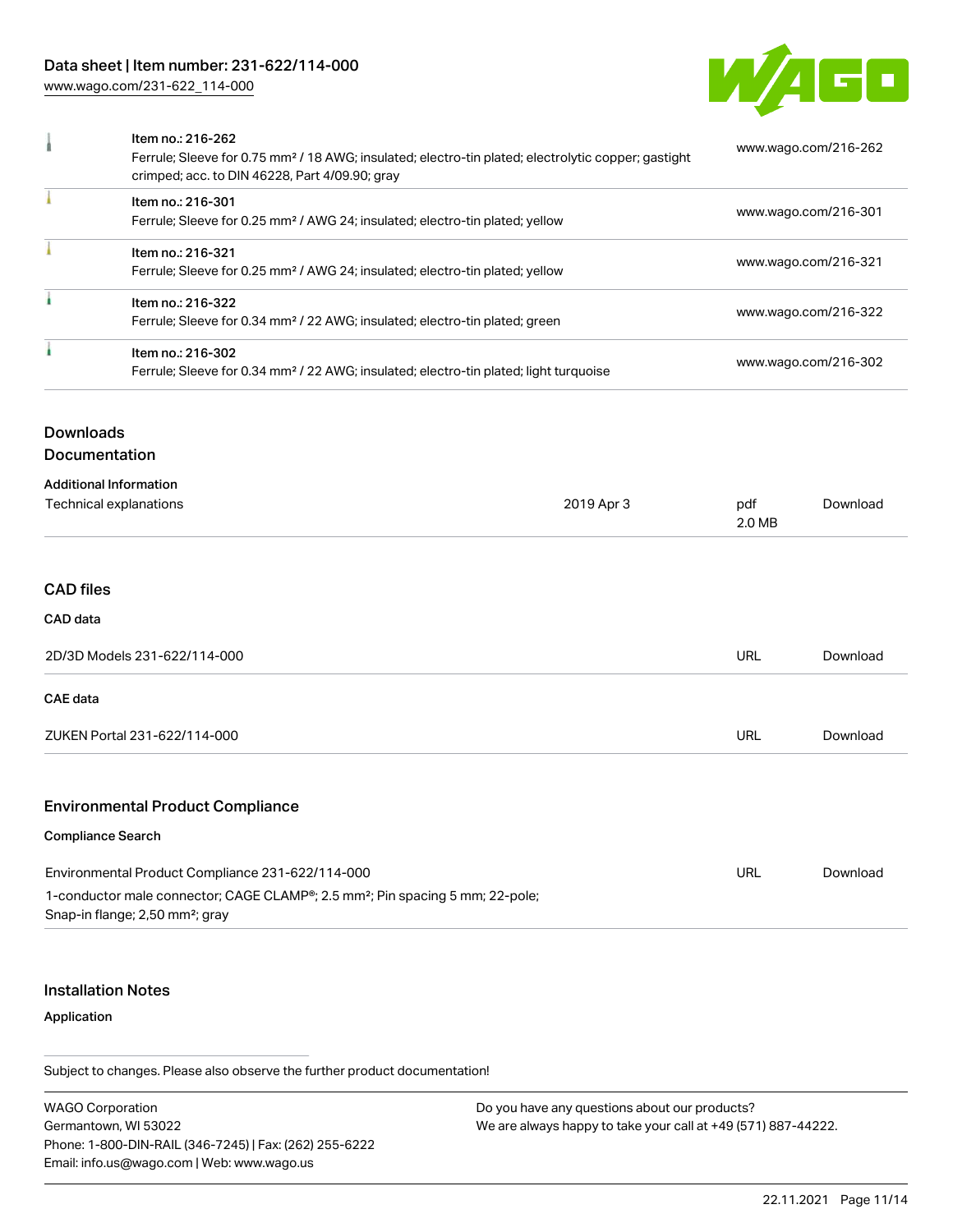| | | |
|---|---|---|
| | Item no.: 216-262<br>Ferrule; Sleeve for 0.75 mm² / 18 AWG; insulated; electro-tin plated; electrolytic copper; gastight crimped; acc. to DIN 46228, Part 4/09.90; gray | www.wago.com/216-262 |
| | Item no.: 216-301<br>Ferrule; Sleeve for 0.25 mm² / AWG 24; insulated; electro-tin plated; yellow | www.wago.com/216-301 |
| | Item no.: 216-321<br>Ferrule; Sleeve for 0.25 mm² / AWG 24; insulated; electro-tin plated; yellow | www.wago.com/216-321 |
| | Item no.: 216-322<br>Ferrule; Sleeve for 0.34 mm² / 22 AWG; insulated; electro-tin plated; green | www.wago.com/216-322 |
| | Item no.: 216-302<br>Ferrule; Sleeve for 0.34 mm² / 22 AWG; insulated; electro-tin plated; light turquoise | www.wago.com/216-302 |

## Downloads

### Documentation

**Additional Information**

| | | | |
|---|---|---|---|
| Technical explanations | 2019 Apr 3 | pdf<br>2.0 MB | Download |

### CAD files

**CAD data**

| | | |
|---|---|---|
| 2D/3D Models 231-622/114-000 | URL | Download |

**CAE data**

| | | |
|---|---|---|
| ZUKEN Portal 231-622/114-000 | URL | Download |

### Environmental Product Compliance

**Compliance Search**

| | | |
|---|---|---|
| Environmental Product Compliance 231-622/114-000<br>1-conductor male connector; CAGE CLAMP®; 2.5 mm²; Pin spacing 5 mm; 22-pole; Snap-in flange; 2,50 mm²; gray | URL | Download |

### Installation Notes

**Application**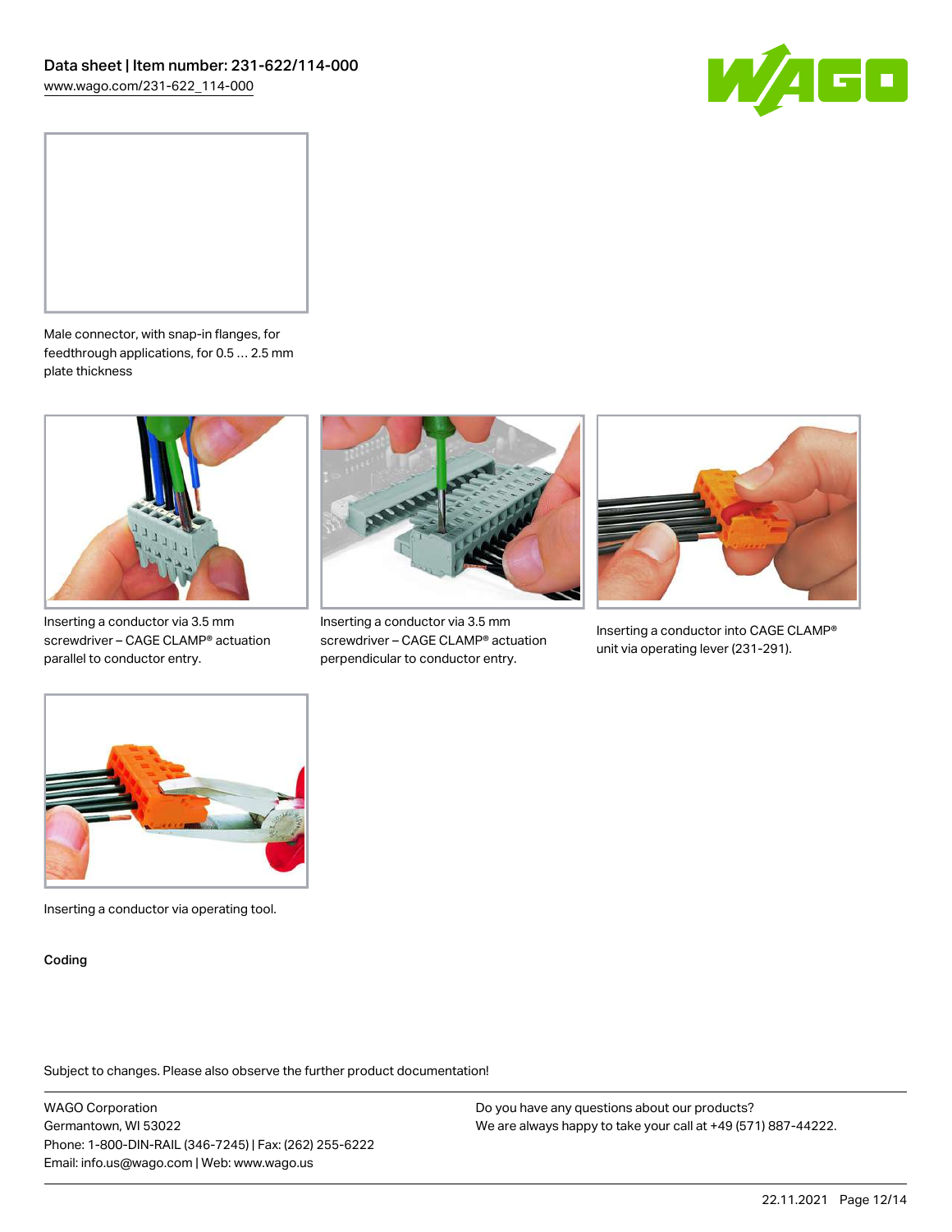Male connector, with snap-in flanges, for feedthrough applications, for 0.5 … 2.5 mm plate thickness

Inserting a conductor via 3.5 mm screwdriver – CAGE CLAMP® actuation parallel to conductor entry.

Inserting a conductor via 3.5 mm screwdriver – CAGE CLAMP® actuation perpendicular to conductor entry.

Inserting a conductor into CAGE CLAMP® unit via operating lever (231-291).

Inserting a conductor via operating tool.

Coding

Subject to changes. Please also observe the further product documentation!

WAGO Corporation
Germantown, WI 53022
Phone: 1-800-DIN-RAIL (346-7245) | Fax: (262) 255-6222
Email: info.us@wago.com | Web: www.wago.us

Do you have any questions about our products?
We are always happy to take your call at +49 (571) 887-44222.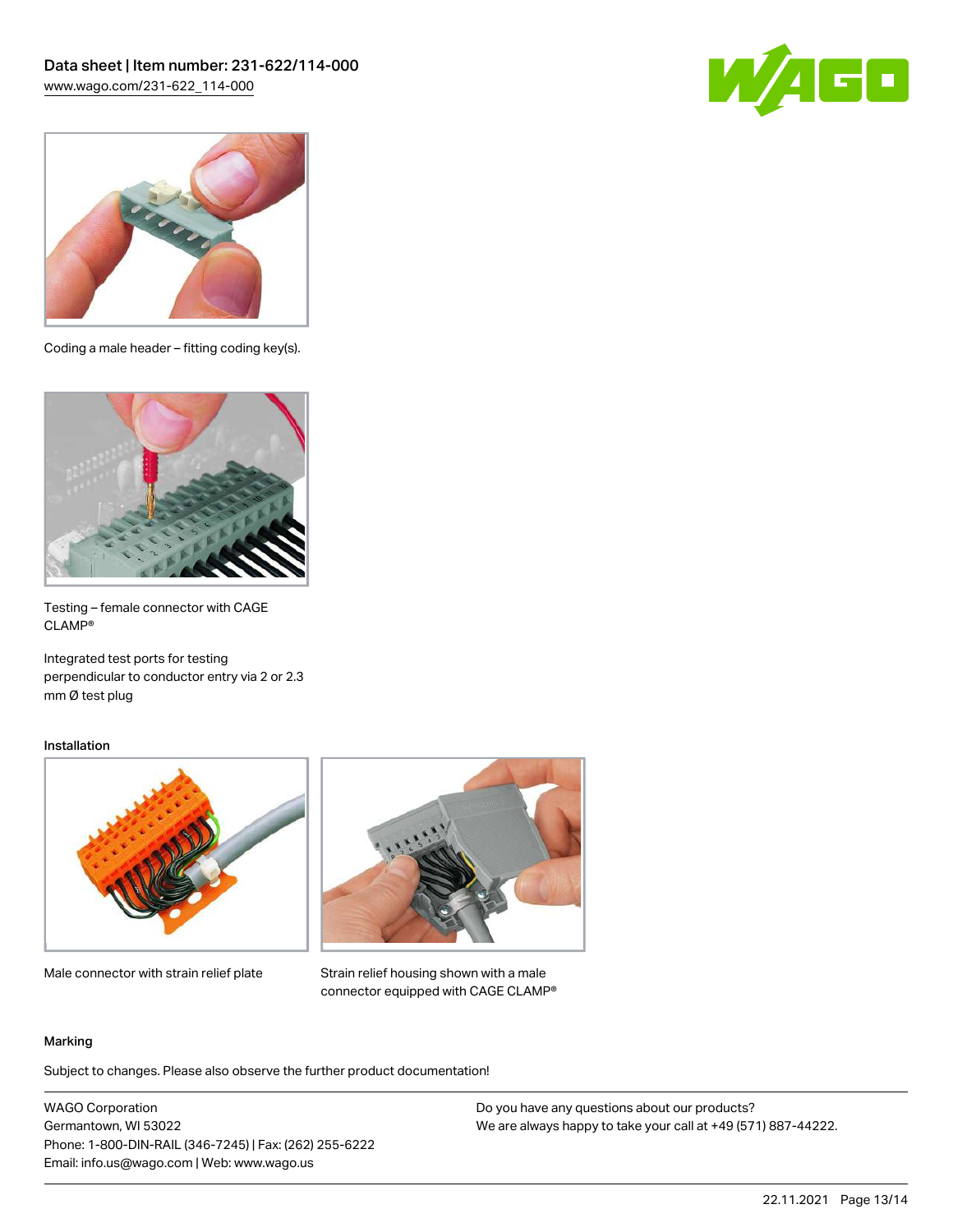Coding a male header – fitting coding key(s).

Testing – female connector with CAGE CLAMP®

Integrated test ports for testing perpendicular to conductor entry via 2 or 2.3 mm Ø test plug

Installation

Male connector with strain relief plate

Strain relief housing shown with a male connector equipped with CAGE CLAMP®

Marking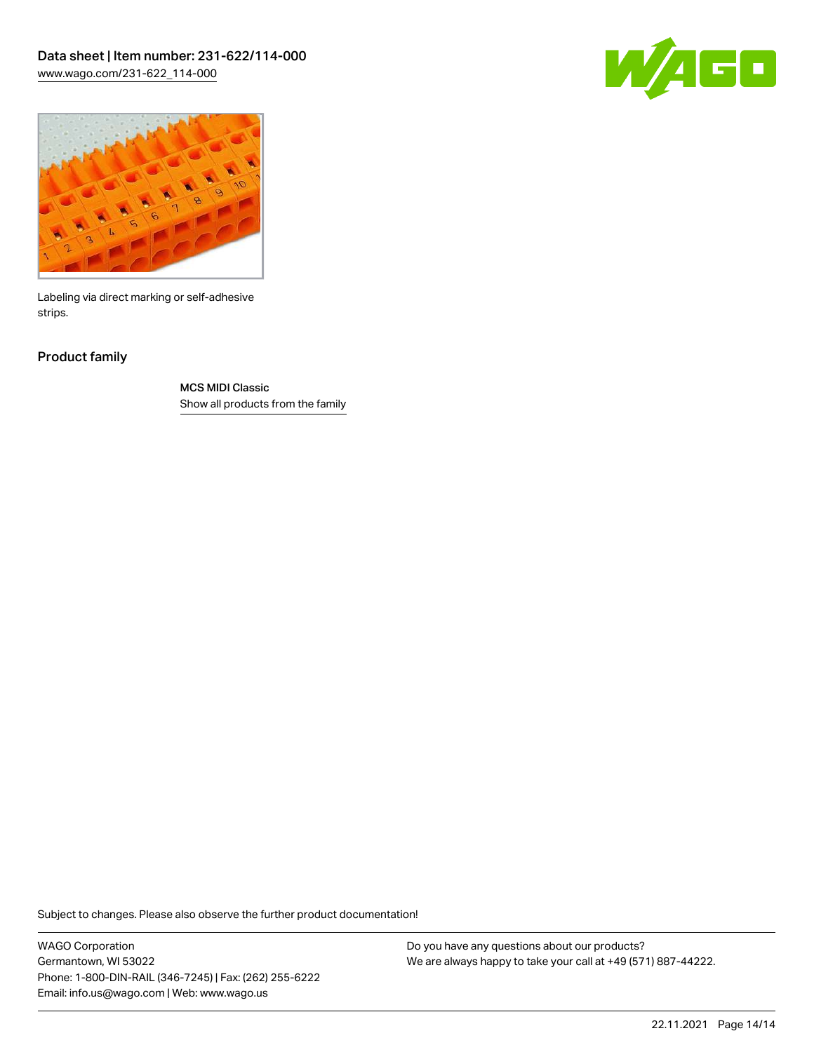Labeling via direct marking or self-adhesive strips.

## Product family

**MCS MIDI Classic**
Show all products from the family

Subject to changes. Please also observe the further product documentation!

WAGO Corporation
Germantown, WI 53022
Phone: 1-800-DIN-RAIL (346-7245) | Fax: (262) 255-6222
Email: info.us@wago.com | Web: www.wago.us

Do you have any questions about our products?
We are always happy to take your call at +49 (571) 887-44222.